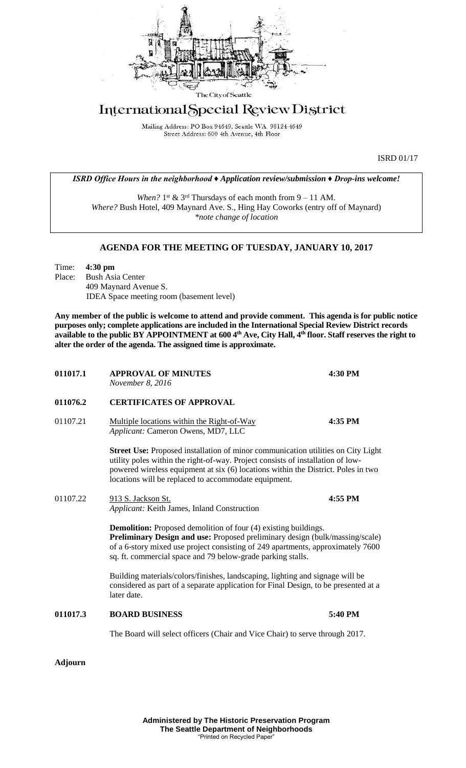The City of Seattle

# International Special Review District

Mailing Address: PO Box 94649, Seattle WA 98124-4649
Street Address: 600 4th Avenue, 4th Floor

ISRD 01/17

***ISRD Office Hours in the neighborhood ♦ Application review/submission ♦ Drop-ins welcome!***

*When?* 1st & 3rd Thursdays of each month from 9 – 11 AM.
*Where?* Bush Hotel, 409 Maynard Ave. S., Hing Hay Coworks (entry off of Maynard)
*\*note change of location*

## AGENDA FOR THE MEETING OF TUESDAY, JANUARY 10, 2017

Time: **4:30 pm**
Place: Bush Asia Center
409 Maynard Avenue S.
IDEA Space meeting room (basement level)

**Any member of the public is welcome to attend and provide comment. This agenda is for public notice purposes only; complete applications are included in the International Special Review District records available to the public BY APPOINTMENT at 600 4th Ave, City Hall, 4th floor. Staff reserves the right to alter the order of the agenda. The assigned time is approximate.**

**011017.1 APPROVAL OF MINUTES** **4:30 PM**
*November 8, 2016*

**011076.2 CERTIFICATES OF APPROVAL**

01107.21 Multiple locations within the Right-of-Way **4:35 PM**
*Applicant:* Cameron Owens, MD7, LLC

**Street Use:** Proposed installation of minor communication utilities on City Light utility poles within the right-of-way. Project consists of installation of low-powered wireless equipment at six (6) locations within the District. Poles in two locations will be replaced to accommodate equipment.

01107.22 913 S. Jackson St. **4:55 PM**
*Applicant:* Keith James, Inland Construction

**Demolition:** Proposed demolition of four (4) existing buildings.
**Preliminary Design and use:** Proposed preliminary design (bulk/massing/scale) of a 6-story mixed use project consisting of 249 apartments, approximately 7600 sq. ft. commercial space and 79 below-grade parking stalls.

Building materials/colors/finishes, landscaping, lighting and signage will be considered as part of a separate application for Final Design, to be presented at a later date.

**011017.3 BOARD BUSINESS** **5:40 PM**

The Board will select officers (Chair and Vice Chair) to serve through 2017.

**Adjourn**

**Administered by The Historic Preservation Program**
**The Seattle Department of Neighborhoods**
"Printed on Recycled Paper"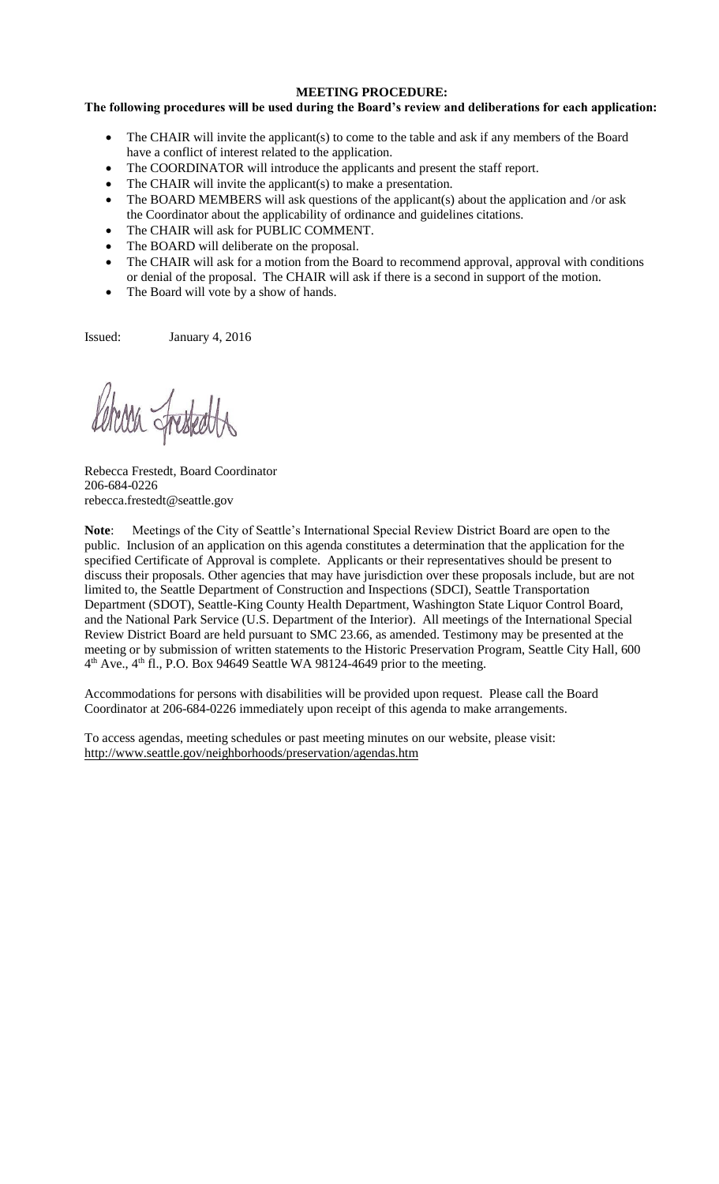**MEETING PROCEDURE:**

**The following procedures will be used during the Board's review and deliberations for each application:**

- The CHAIR will invite the applicant(s) to come to the table and ask if any members of the Board have a conflict of interest related to the application.
- The COORDINATOR will introduce the applicants and present the staff report.
- The CHAIR will invite the applicant(s) to make a presentation.
- The BOARD MEMBERS will ask questions of the applicant(s) about the application and /or ask the Coordinator about the applicability of ordinance and guidelines citations.
- The CHAIR will ask for PUBLIC COMMENT.
- The BOARD will deliberate on the proposal.
- The CHAIR will ask for a motion from the Board to recommend approval, approval with conditions or denial of the proposal. The CHAIR will ask if there is a second in support of the motion.
- The Board will vote by a show of hands.

Issued: January 4, 2016

Rebecca Frestedt

Rebecca Frestedt, Board Coordinator
206-684-0226
rebecca.frestedt@seattle.gov

**Note**: Meetings of the City of Seattle's International Special Review District Board are open to the public. Inclusion of an application on this agenda constitutes a determination that the application for the specified Certificate of Approval is complete. Applicants or their representatives should be present to discuss their proposals. Other agencies that may have jurisdiction over these proposals include, but are not limited to, the Seattle Department of Construction and Inspections (SDCI), Seattle Transportation Department (SDOT), Seattle-King County Health Department, Washington State Liquor Control Board, and the National Park Service (U.S. Department of the Interior). All meetings of the International Special Review District Board are held pursuant to SMC 23.66, as amended. Testimony may be presented at the meeting or by submission of written statements to the Historic Preservation Program, Seattle City Hall, 600 4th Ave., 4th fl., P.O. Box 94649 Seattle WA 98124-4649 prior to the meeting.

Accommodations for persons with disabilities will be provided upon request. Please call the Board Coordinator at 206-684-0226 immediately upon receipt of this agenda to make arrangements.

To access agendas, meeting schedules or past meeting minutes on our website, please visit: http://www.seattle.gov/neighborhoods/preservation/agendas.htm